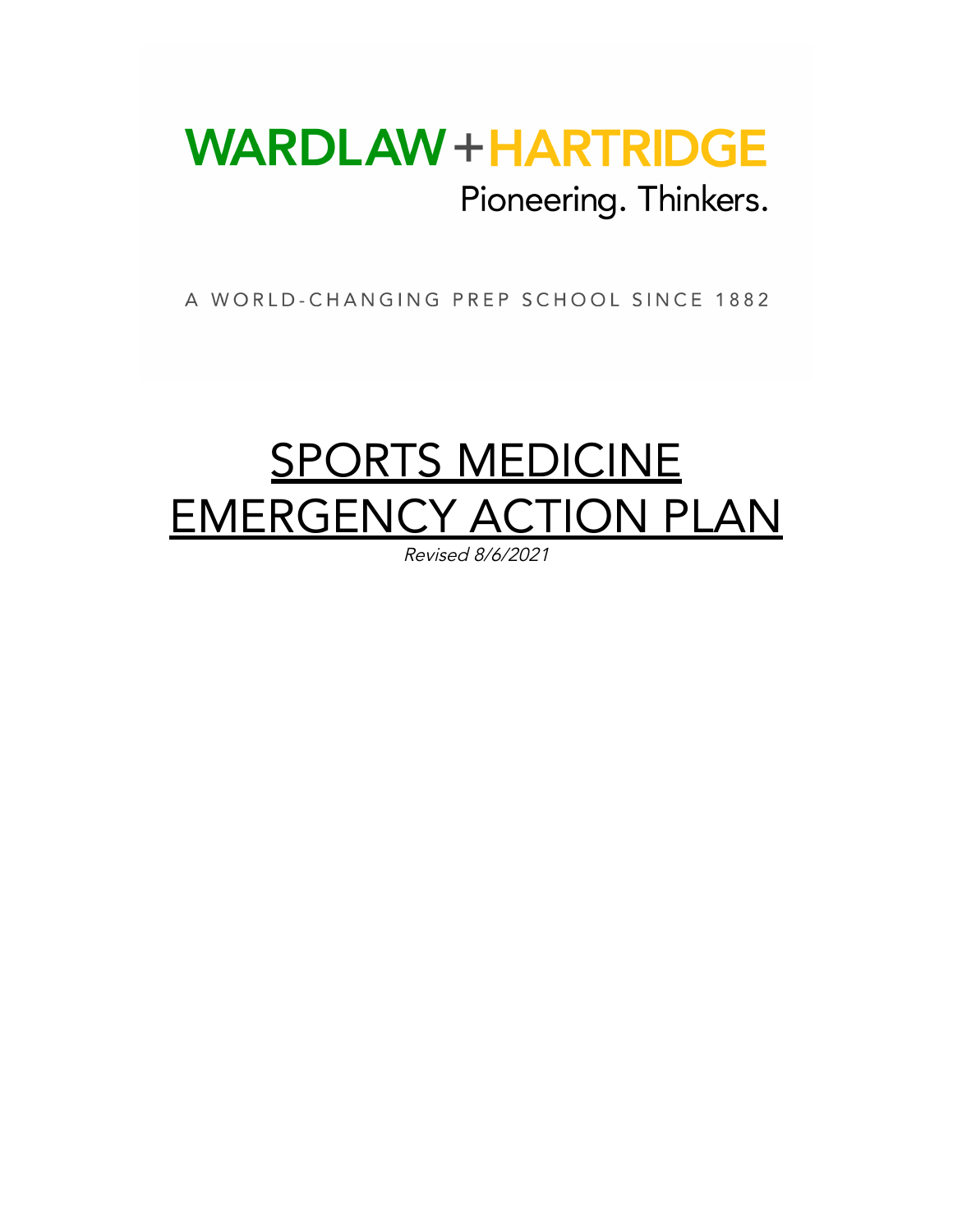WARDLAW + HARTRIDGE

Pioneering. Thinkers.

A WORLD-CHANGING PREP SCHOOL SINCE 1882

# SPORTS MEDICINE EMERGENCY ACTION PLAN

*Revised 8/6/2021*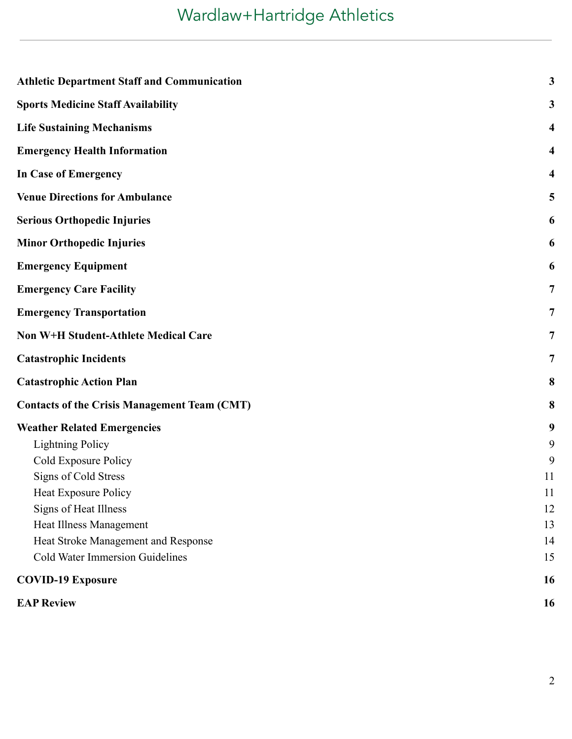| | |
|---|---|
| **Athletic Department Staff and Communication** | **3** |
| **Sports Medicine Staff Availability** | **3** |
| **Life Sustaining Mechanisms** | **4** |
| **Emergency Health Information** | **4** |
| **In Case of Emergency** | **4** |
| **Venue Directions for Ambulance** | **5** |
| **Serious Orthopedic Injuries** | **6** |
| **Minor Orthopedic Injuries** | **6** |
| **Emergency Equipment** | **6** |
| **Emergency Care Facility** | **7** |
| **Emergency Transportation** | **7** |
| **Non W+H Student-Athlete Medical Care** | **7** |
| **Catastrophic Incidents** | **7** |
| **Catastrophic Action Plan** | **8** |
| **Contacts of the Crisis Management Team (CMT)** | **8** |
| **Weather Related Emergencies** | **9** |
| Lightning Policy | 9 |
| Cold Exposure Policy | 9 |
| Signs of Cold Stress | 11 |
| Heat Exposure Policy | 11 |
| Signs of Heat Illness | 12 |
| Heat Illness Management | 13 |
| Heat Stroke Management and Response | 14 |
| Cold Water Immersion Guidelines | 15 |
| **COVID-19 Exposure** | **16** |
| **EAP Review** | **16** |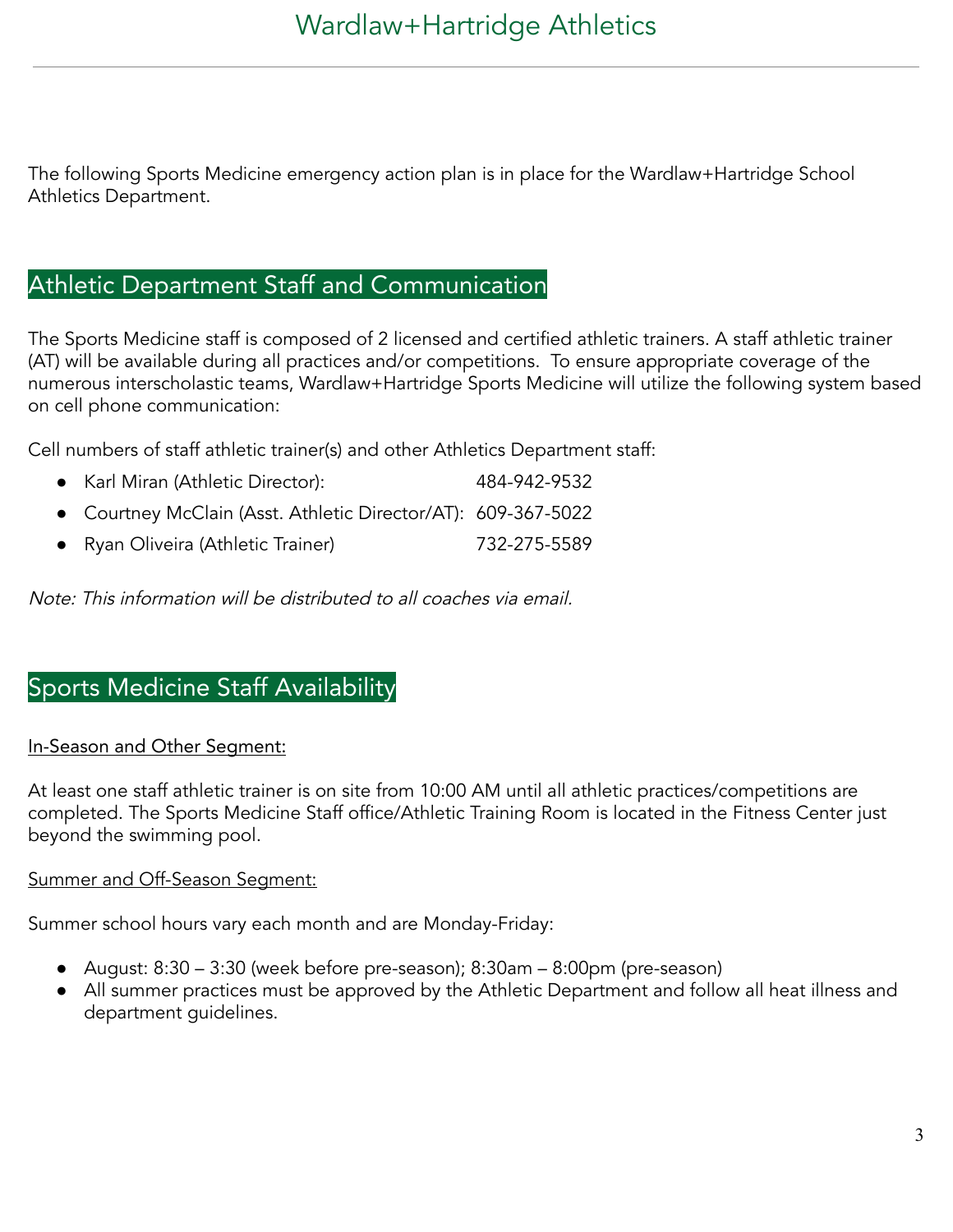The following Sports Medicine emergency action plan is in place for the Wardlaw+Hartridge School Athletics Department.

## Athletic Department Staff and Communication

The Sports Medicine staff is composed of 2 licensed and certified athletic trainers. A staff athletic trainer (AT) will be available during all practices and/or competitions. To ensure appropriate coverage of the numerous interscholastic teams, Wardlaw+Hartridge Sports Medicine will utilize the following system based on cell phone communication:

Cell numbers of staff athletic trainer(s) and other Athletics Department staff:

- Karl Miran (Athletic Director): 484-942-9532
- Courtney McClain (Asst. Athletic Director/AT): 609-367-5022
- Ryan Oliveira (Athletic Trainer) 732-275-5589

*Note: This information will be distributed to all coaches via email.*

## Sports Medicine Staff Availability

In-Season and Other Segment:

At least one staff athletic trainer is on site from 10:00 AM until all athletic practices/competitions are completed. The Sports Medicine Staff office/Athletic Training Room is located in the Fitness Center just beyond the swimming pool.

Summer and Off-Season Segment:

Summer school hours vary each month and are Monday-Friday:

- August: 8:30 – 3:30 (week before pre-season); 8:30am – 8:00pm (pre-season)
- All summer practices must be approved by the Athletic Department and follow all heat illness and department guidelines.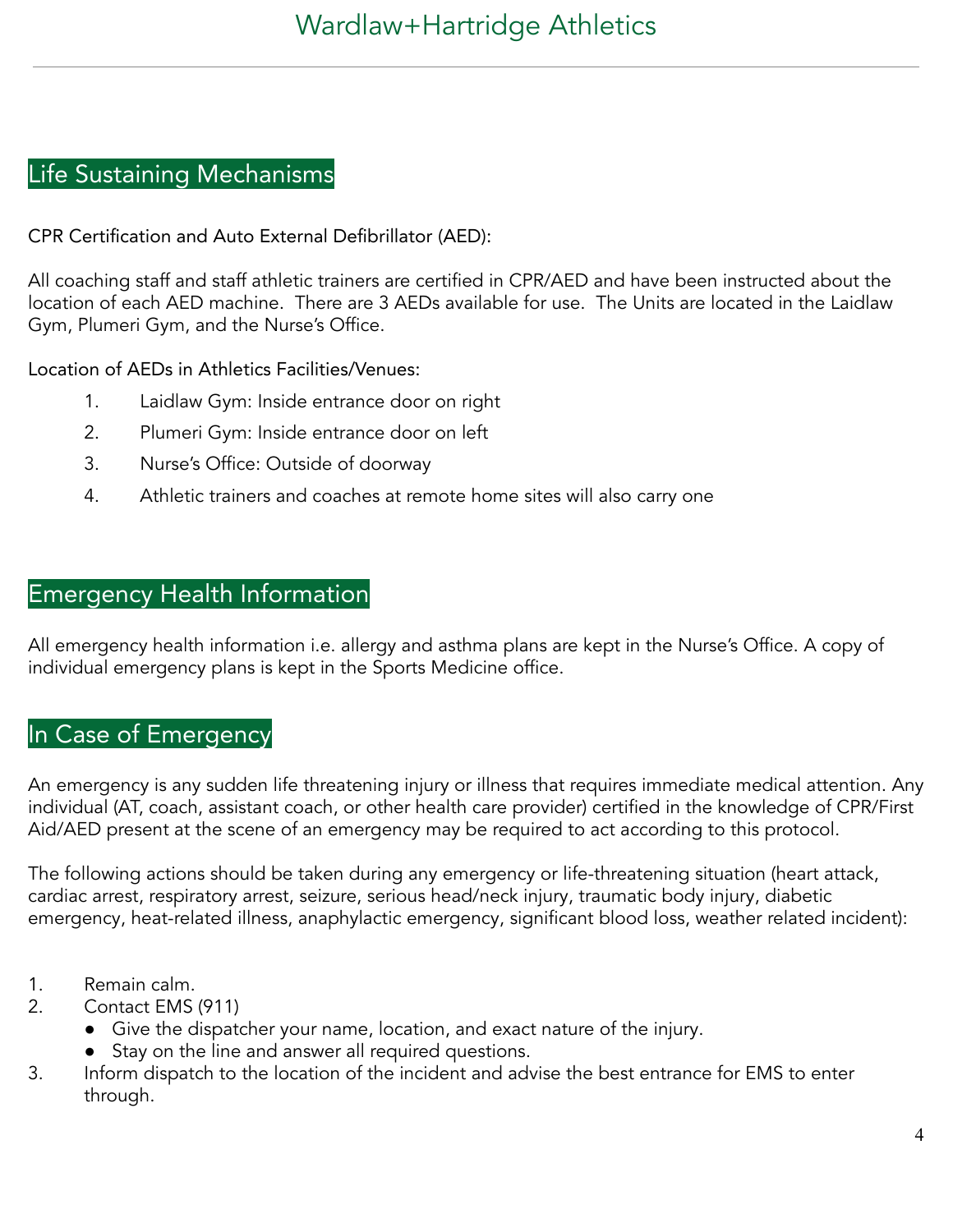## Life Sustaining Mechanisms

CPR Certification and Auto External Defibrillator (AED):

All coaching staff and staff athletic trainers are certified in CPR/AED and have been instructed about the location of each AED machine. There are 3 AEDs available for use. The Units are located in the Laidlaw Gym, Plumeri Gym, and the Nurse's Office.

Location of AEDs in Athletics Facilities/Venues:

1. Laidlaw Gym: Inside entrance door on right
2. Plumeri Gym: Inside entrance door on left
3. Nurse's Office: Outside of doorway
4. Athletic trainers and coaches at remote home sites will also carry one

## Emergency Health Information

All emergency health information i.e. allergy and asthma plans are kept in the Nurse's Office. A copy of individual emergency plans is kept in the Sports Medicine office.

## In Case of Emergency

An emergency is any sudden life threatening injury or illness that requires immediate medical attention. Any individual (AT, coach, assistant coach, or other health care provider) certified in the knowledge of CPR/First Aid/AED present at the scene of an emergency may be required to act according to this protocol.

The following actions should be taken during any emergency or life-threatening situation (heart attack, cardiac arrest, respiratory arrest, seizure, serious head/neck injury, traumatic body injury, diabetic emergency, heat-related illness, anaphylactic emergency, significant blood loss, weather related incident):

1. Remain calm.
2. Contact EMS (911)
   - Give the dispatcher your name, location, and exact nature of the injury.
   - Stay on the line and answer all required questions.
3. Inform dispatch to the location of the incident and advise the best entrance for EMS to enter through.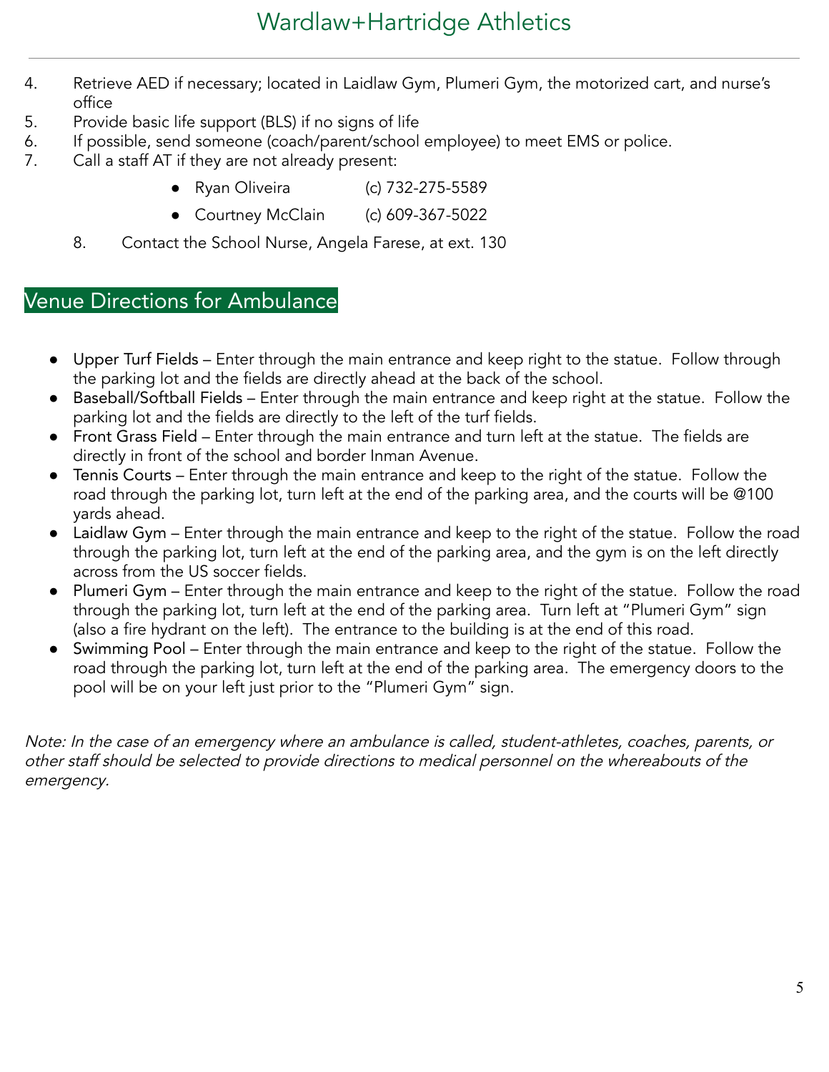4. Retrieve AED if necessary; located in Laidlaw Gym, Plumeri Gym, the motorized cart, and nurse's office
5. Provide basic life support (BLS) if no signs of life
6. If possible, send someone (coach/parent/school employee) to meet EMS or police.
7. Call a staff AT if they are not already present:
   - Ryan Oliveira (c) 732-275-5589
   - Courtney McClain (c) 609-367-5022
8. Contact the School Nurse, Angela Farese, at ext. 130

## Venue Directions for Ambulance

- Upper Turf Fields – Enter through the main entrance and keep right to the statue. Follow through the parking lot and the fields are directly ahead at the back of the school.
- Baseball/Softball Fields – Enter through the main entrance and keep right at the statue. Follow the parking lot and the fields are directly to the left of the turf fields.
- Front Grass Field – Enter through the main entrance and turn left at the statue. The fields are directly in front of the school and border Inman Avenue.
- Tennis Courts – Enter through the main entrance and keep to the right of the statue. Follow the road through the parking lot, turn left at the end of the parking area, and the courts will be @100 yards ahead.
- Laidlaw Gym – Enter through the main entrance and keep to the right of the statue. Follow the road through the parking lot, turn left at the end of the parking area, and the gym is on the left directly across from the US soccer fields.
- Plumeri Gym – Enter through the main entrance and keep to the right of the statue. Follow the road through the parking lot, turn left at the end of the parking area. Turn left at "Plumeri Gym" sign (also a fire hydrant on the left). The entrance to the building is at the end of this road.
- Swimming Pool – Enter through the main entrance and keep to the right of the statue. Follow the road through the parking lot, turn left at the end of the parking area. The emergency doors to the pool will be on your left just prior to the "Plumeri Gym" sign.

*Note: In the case of an emergency where an ambulance is called, student-athletes, coaches, parents, or other staff should be selected to provide directions to medical personnel on the whereabouts of the emergency.*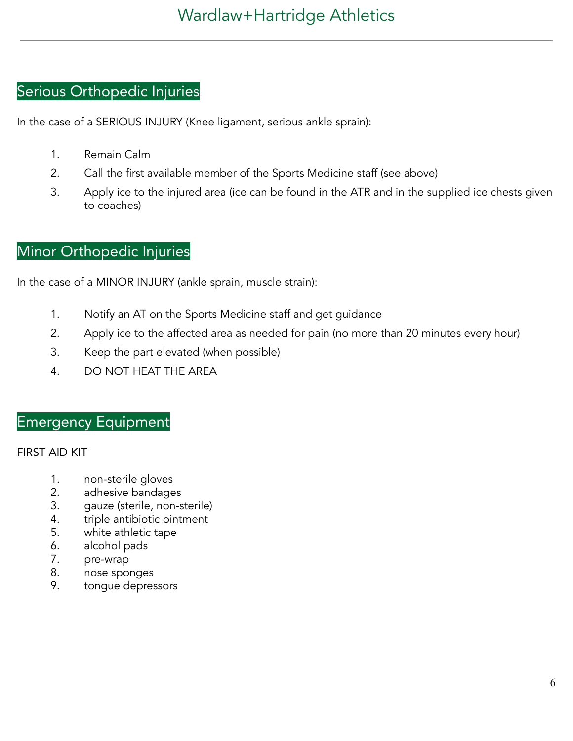## Serious Orthopedic Injuries

In the case of a SERIOUS INJURY (Knee ligament, serious ankle sprain):

1. Remain Calm
2. Call the first available member of the Sports Medicine staff (see above)
3. Apply ice to the injured area (ice can be found in the ATR and in the supplied ice chests given to coaches)

## Minor Orthopedic Injuries

In the case of a MINOR INJURY (ankle sprain, muscle strain):

1. Notify an AT on the Sports Medicine staff and get guidance
2. Apply ice to the affected area as needed for pain (no more than 20 minutes every hour)
3. Keep the part elevated (when possible)
4. DO NOT HEAT THE AREA

## Emergency Equipment

FIRST AID KIT

1. non-sterile gloves
2. adhesive bandages
3. gauze (sterile, non-sterile)
4. triple antibiotic ointment
5. white athletic tape
6. alcohol pads
7. pre-wrap
8. nose sponges
9. tongue depressors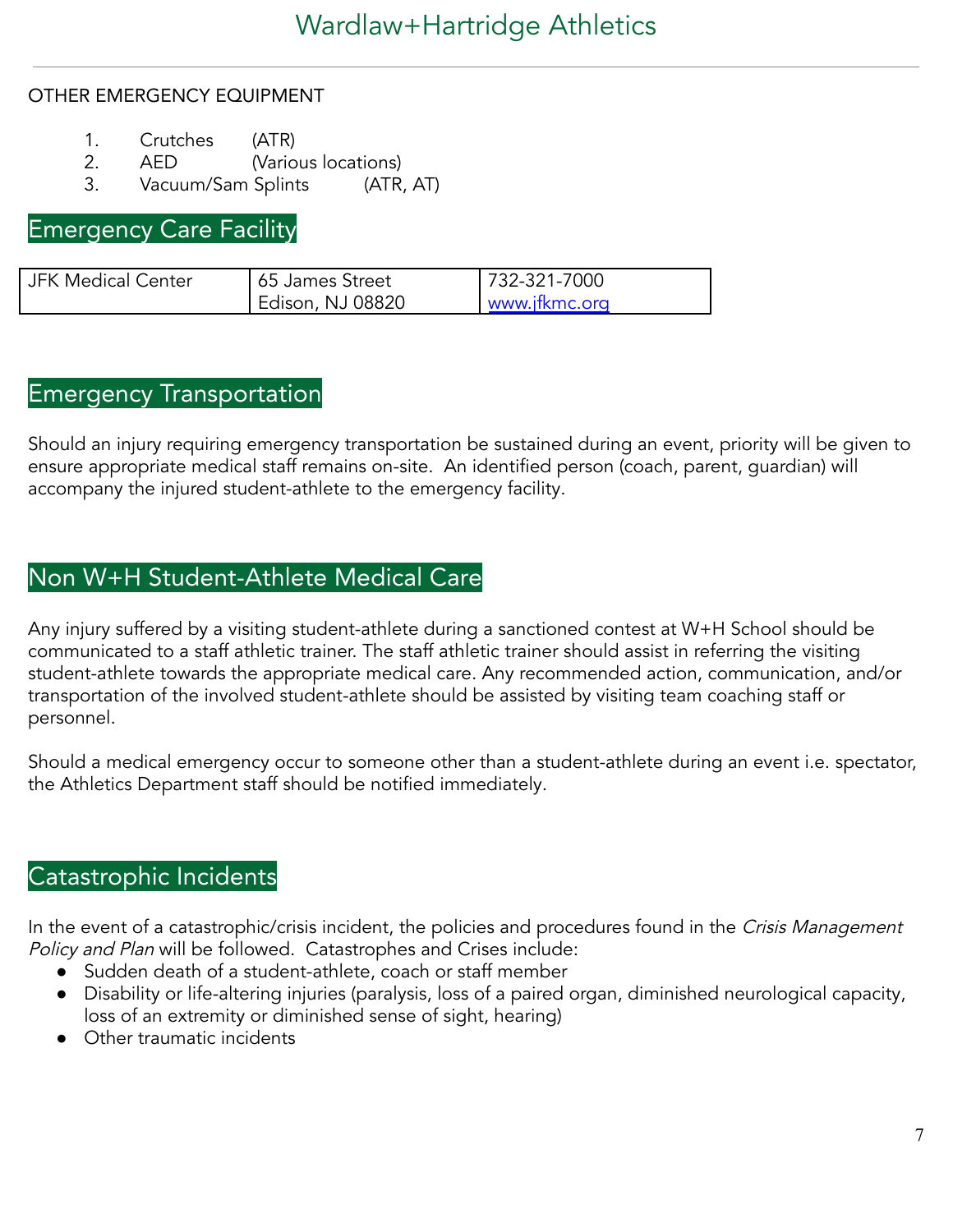OTHER EMERGENCY EQUIPMENT

1. Crutches (ATR)
2. AED (Various locations)
3. Vacuum/Sam Splints (ATR, AT)

## Emergency Care Facility

| JFK Medical Center | 65 James Street<br>Edison, NJ 08820 | 732-321-7000<br>[www.jfkmc.org](http://www.jfkmc.org) |
|---|---|---|

## Emergency Transportation

Should an injury requiring emergency transportation be sustained during an event, priority will be given to ensure appropriate medical staff remains on-site. An identified person (coach, parent, guardian) will accompany the injured student-athlete to the emergency facility.

## Non W+H Student-Athlete Medical Care

Any injury suffered by a visiting student-athlete during a sanctioned contest at W+H School should be communicated to a staff athletic trainer. The staff athletic trainer should assist in referring the visiting student-athlete towards the appropriate medical care. Any recommended action, communication, and/or transportation of the involved student-athlete should be assisted by visiting team coaching staff or personnel.

Should a medical emergency occur to someone other than a student-athlete during an event i.e. spectator, the Athletics Department staff should be notified immediately.

## Catastrophic Incidents

In the event of a catastrophic/crisis incident, the policies and procedures found in the *Crisis Management Policy and Plan* will be followed. Catastrophes and Crises include:

- Sudden death of a student-athlete, coach or staff member
- Disability or life-altering injuries (paralysis, loss of a paired organ, diminished neurological capacity, loss of an extremity or diminished sense of sight, hearing)
- Other traumatic incidents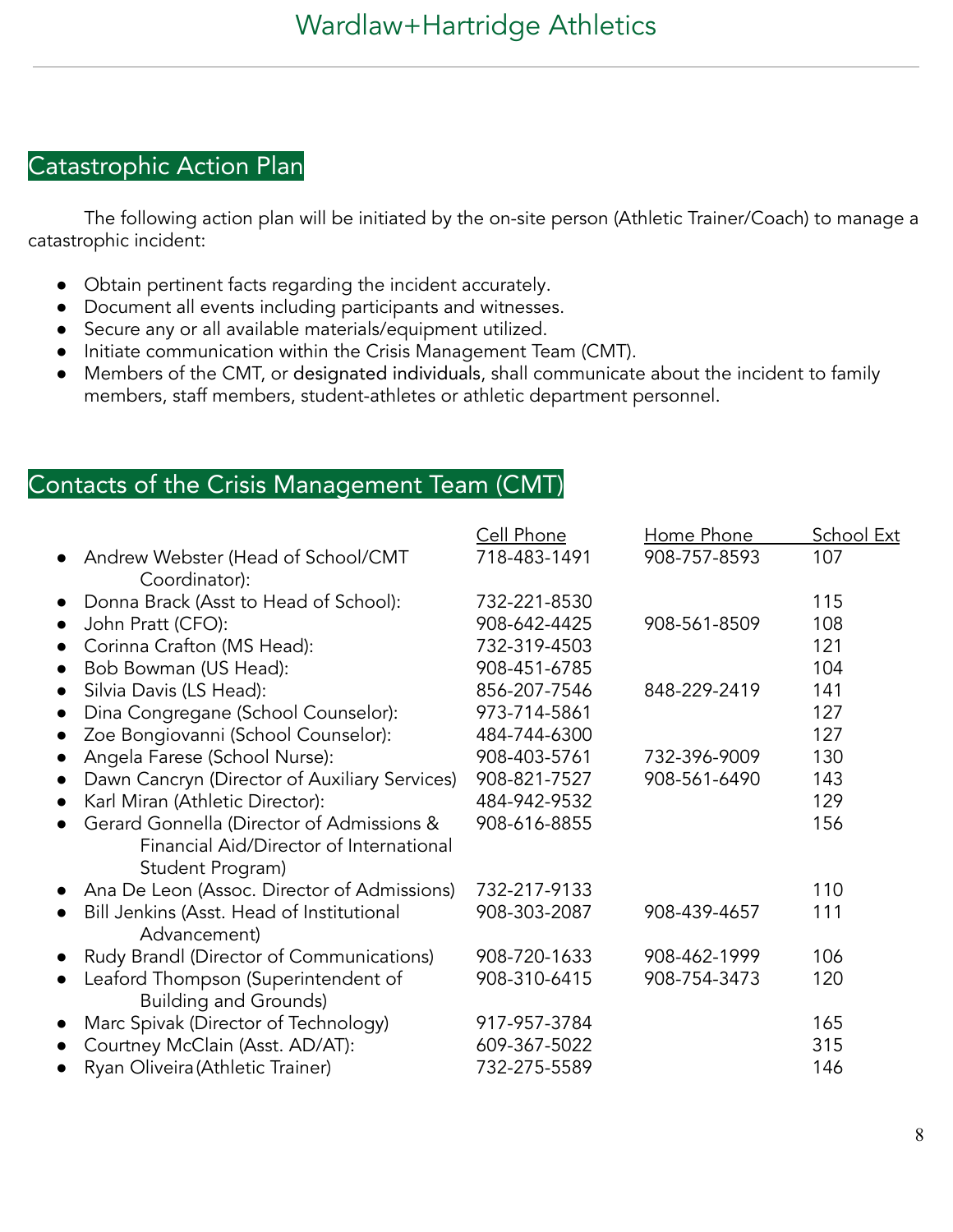## Catastrophic Action Plan

The following action plan will be initiated by the on-site person (Athletic Trainer/Coach) to manage a catastrophic incident:

- Obtain pertinent facts regarding the incident accurately.
- Document all events including participants and witnesses.
- Secure any or all available materials/equipment utilized.
- Initiate communication within the Crisis Management Team (CMT).
- Members of the CMT, or designated individuals, shall communicate about the incident to family members, staff members, student-athletes or athletic department personnel.

## Contacts of the Crisis Management Team (CMT)

| | Cell Phone | Home Phone | School Ext |
|---|---|---|---|
| Andrew Webster (Head of School/CMT Coordinator): | 718-483-1491 | 908-757-8593 | 107 |
| Donna Brack (Asst to Head of School): | 732-221-8530 | | 115 |
| John Pratt (CFO): | 908-642-4425 | 908-561-8509 | 108 |
| Corinna Crafton (MS Head): | 732-319-4503 | | 121 |
| Bob Bowman (US Head): | 908-451-6785 | | 104 |
| Silvia Davis (LS Head): | 856-207-7546 | 848-229-2419 | 141 |
| Dina Congregane (School Counselor): | 973-714-5861 | | 127 |
| Zoe Bongiovanni (School Counselor): | 484-744-6300 | | 127 |
| Angela Farese (School Nurse): | 908-403-5761 | 732-396-9009 | 130 |
| Dawn Cancryn (Director of Auxiliary Services) | 908-821-7527 | 908-561-6490 | 143 |
| Karl Miran (Athletic Director): | 484-942-9532 | | 129 |
| Gerard Gonnella (Director of Admissions & Financial Aid/Director of International Student Program) | 908-616-8855 | | 156 |
| Ana De Leon (Assoc. Director of Admissions) | 732-217-9133 | | 110 |
| Bill Jenkins (Asst. Head of Institutional Advancement) | 908-303-2087 | 908-439-4657 | 111 |
| Rudy Brandl (Director of Communications) | 908-720-1633 | 908-462-1999 | 106 |
| Leaford Thompson (Superintendent of Building and Grounds) | 908-310-6415 | 908-754-3473 | 120 |
| Marc Spivak (Director of Technology) | 917-957-3784 | | 165 |
| Courtney McClain (Asst. AD/AT): | 609-367-5022 | | 315 |
| Ryan Oliveira (Athletic Trainer) | 732-275-5589 | | 146 |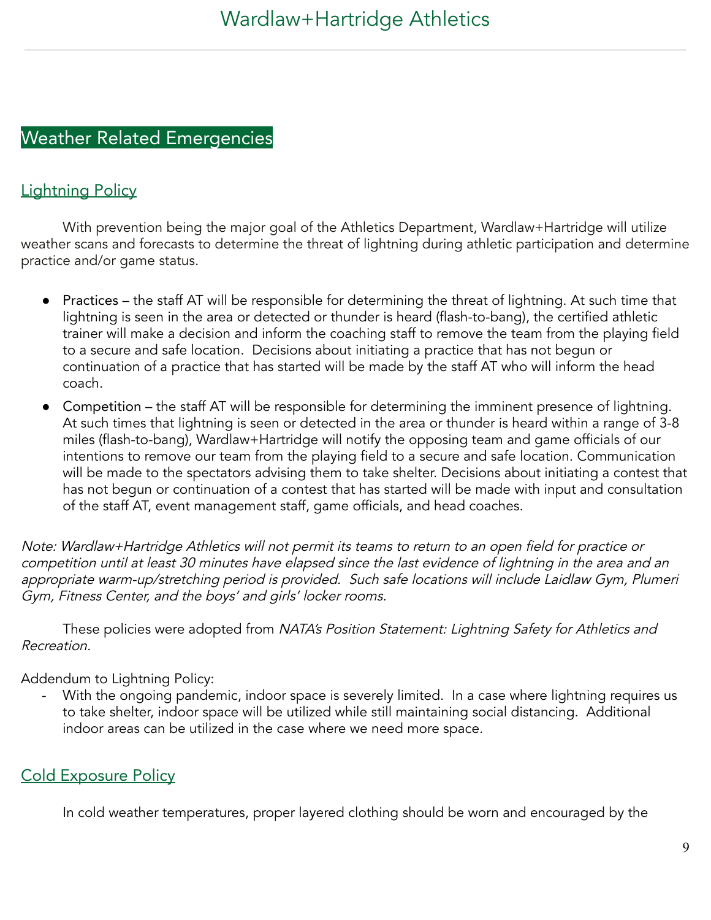## Weather Related Emergencies

### Lightning Policy

With prevention being the major goal of the Athletics Department, Wardlaw+Hartridge will utilize weather scans and forecasts to determine the threat of lightning during athletic participation and determine practice and/or game status.

- Practices – the staff AT will be responsible for determining the threat of lightning. At such time that lightning is seen in the area or detected or thunder is heard (flash-to-bang), the certified athletic trainer will make a decision and inform the coaching staff to remove the team from the playing field to a secure and safe location. Decisions about initiating a practice that has not begun or continuation of a practice that has started will be made by the staff AT who will inform the head coach.
- Competition – the staff AT will be responsible for determining the imminent presence of lightning. At such times that lightning is seen or detected in the area or thunder is heard within a range of 3-8 miles (flash-to-bang), Wardlaw+Hartridge will notify the opposing team and game officials of our intentions to remove our team from the playing field to a secure and safe location. Communication will be made to the spectators advising them to take shelter. Decisions about initiating a contest that has not begun or continuation of a contest that has started will be made with input and consultation of the staff AT, event management staff, game officials, and head coaches.

*Note: Wardlaw+Hartridge Athletics will not permit its teams to return to an open field for practice or competition until at least 30 minutes have elapsed since the last evidence of lightning in the area and an appropriate warm-up/stretching period is provided. Such safe locations will include Laidlaw Gym, Plumeri Gym, Fitness Center, and the boys' and girls' locker rooms.*

These policies were adopted from *NATA's Position Statement: Lightning Safety for Athletics and Recreation.*

Addendum to Lightning Policy:

- With the ongoing pandemic, indoor space is severely limited. In a case where lightning requires us to take shelter, indoor space will be utilized while still maintaining social distancing. Additional indoor areas can be utilized in the case where we need more space.

### Cold Exposure Policy

In cold weather temperatures, proper layered clothing should be worn and encouraged by the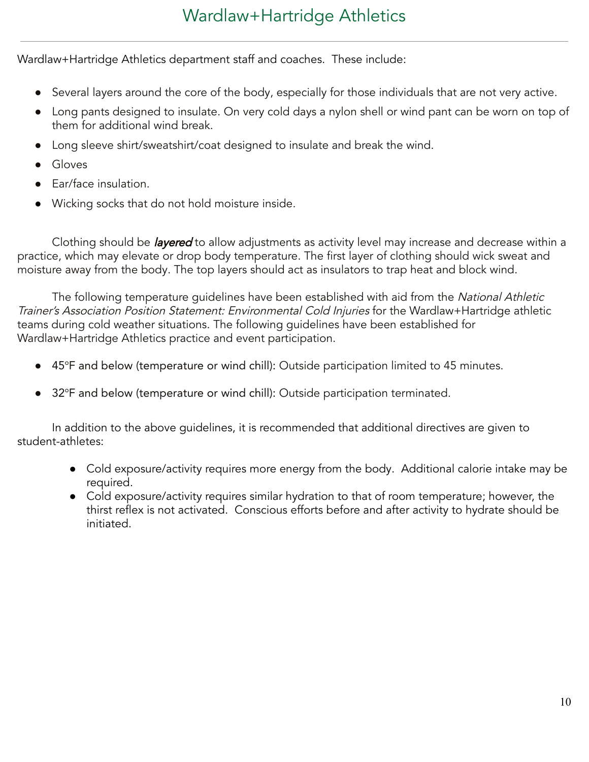Wardlaw+Hartridge Athletics department staff and coaches. These include:

- Several layers around the core of the body, especially for those individuals that are not very active.
- Long pants designed to insulate. On very cold days a nylon shell or wind pant can be worn on top of them for additional wind break.
- Long sleeve shirt/sweatshirt/coat designed to insulate and break the wind.
- Gloves
- Ear/face insulation.
- Wicking socks that do not hold moisture inside.

Clothing should be ***layered*** to allow adjustments as activity level may increase and decrease within a practice, which may elevate or drop body temperature. The first layer of clothing should wick sweat and moisture away from the body. The top layers should act as insulators to trap heat and block wind.

The following temperature guidelines have been established with aid from the *National Athletic Trainer's Association Position Statement: Environmental Cold Injuries* for the Wardlaw+Hartridge athletic teams during cold weather situations. The following guidelines have been established for Wardlaw+Hartridge Athletics practice and event participation.

- 45°F and below (temperature or wind chill): Outside participation limited to 45 minutes.
- 32°F and below (temperature or wind chill): Outside participation terminated.

In addition to the above guidelines, it is recommended that additional directives are given to student-athletes:

- Cold exposure/activity requires more energy from the body. Additional calorie intake may be required.
- Cold exposure/activity requires similar hydration to that of room temperature; however, the thirst reflex is not activated. Conscious efforts before and after activity to hydrate should be initiated.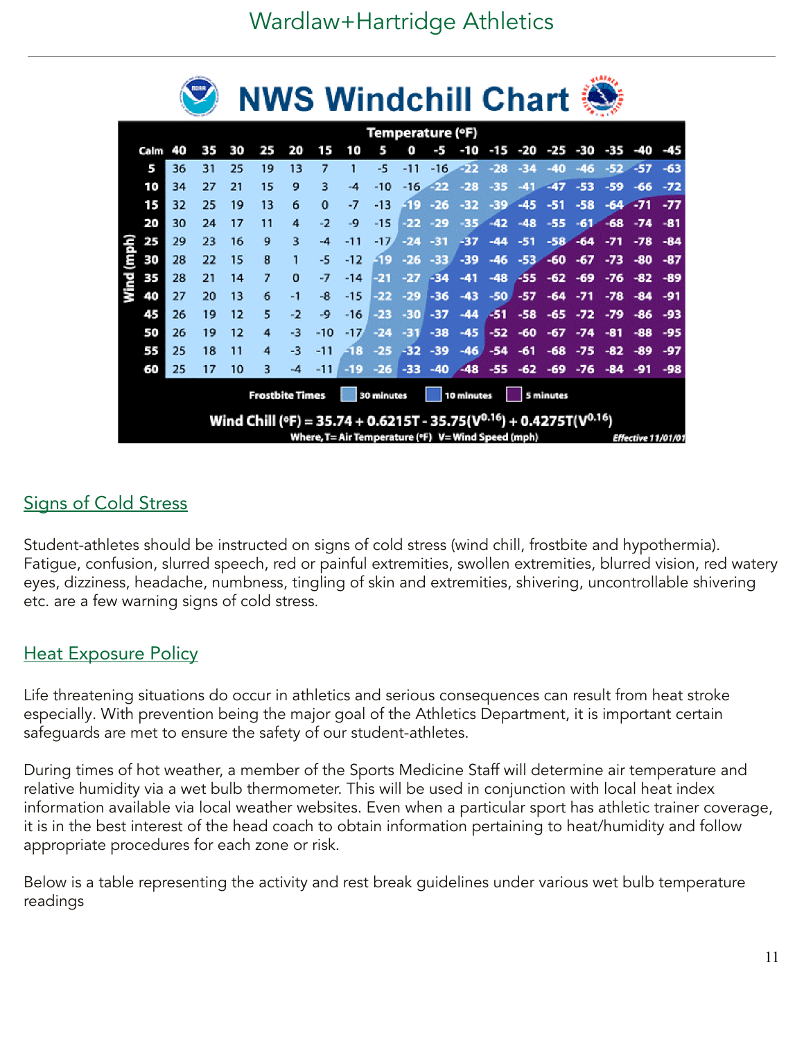# NWS Windchill Chart

| | Temperature (°F) | | | | | | | | | | | | | | | | | |
|---|---|---|---|---|---|---|---|---|---|---|---|---|---|---|---|---|---|---|
| **Wind (mph)** | **Calm 40** | **35** | **30** | **25** | **20** | **15** | **10** | **5** | **0** | **-5** | **-10** | **-15** | **-20** | **-25** | **-30** | **-35** | **-40** | **-45** |
| **5** | 36 | 31 | 25 | 19 | 13 | 7 | 1 | -5 | -11 | -16 | -22 | -28 | -34 | -40 | -46 | -52 | -57 | -63 |
| **10** | 34 | 27 | 21 | 15 | 9 | 3 | -4 | -10 | -16 | -22 | -28 | -35 | -41 | -47 | -53 | -59 | -66 | -72 |
| **15** | 32 | 25 | 19 | 13 | 6 | 0 | -7 | -13 | -19 | -26 | -32 | -39 | -45 | -51 | -58 | -64 | -71 | -77 |
| **20** | 30 | 24 | 17 | 11 | 4 | -2 | -9 | -15 | -22 | -29 | -35 | -42 | -48 | -55 | -61 | -68 | -74 | -81 |
| **25** | 29 | 23 | 16 | 9 | 3 | -4 | -11 | -17 | -24 | -31 | -37 | -44 | -51 | -58 | -64 | -71 | -78 | -84 |
| **30** | 28 | 22 | 15 | 8 | 1 | -5 | -12 | -19 | -26 | -33 | -39 | -46 | -53 | -60 | -67 | -73 | -80 | -87 |
| **35** | 28 | 21 | 14 | 7 | 0 | -7 | -14 | -21 | -27 | -34 | -41 | -48 | -55 | -62 | -69 | -76 | -82 | -89 |
| **40** | 27 | 20 | 13 | 6 | -1 | -8 | -15 | -22 | -29 | -36 | -43 | -50 | -57 | -64 | -71 | -78 | -84 | -91 |
| **45** | 26 | 19 | 12 | 5 | -2 | -9 | -16 | -23 | -30 | -37 | -44 | -51 | -58 | -65 | -72 | -79 | -86 | -93 |
| **50** | 26 | 19 | 12 | 4 | -3 | -10 | -17 | -24 | -31 | -38 | -45 | -52 | -60 | -67 | -74 | -81 | -88 | -95 |
| **55** | 25 | 18 | 11 | 4 | -3 | -11 | -18 | -25 | -32 | -39 | -46 | -54 | -61 | -68 | -75 | -82 | -89 | -97 |
| **60** | 25 | 17 | 10 | 3 | -4 | -11 | -19 | -26 | -33 | -40 | -48 | -55 | -62 | -69 | -76 | -84 | -91 | -98 |

Frostbite Times: 30 minutes, 10 minutes, 5 minutes

$$\text{Wind Chill (°F)} = 35.74 + 0.6215T - 35.75(V^{0.16}) + 0.4275T(V^{0.16})$$

Where, T= Air Temperature (°F) V= Wind Speed (mph)

*Effective 11/01/01*

## Signs of Cold Stress

Student-athletes should be instructed on signs of cold stress (wind chill, frostbite and hypothermia). Fatigue, confusion, slurred speech, red or painful extremities, swollen extremities, blurred vision, red watery eyes, dizziness, headache, numbness, tingling of skin and extremities, shivering, uncontrollable shivering etc. are a few warning signs of cold stress.

## Heat Exposure Policy

Life threatening situations do occur in athletics and serious consequences can result from heat stroke especially. With prevention being the major goal of the Athletics Department, it is important certain safeguards are met to ensure the safety of our student-athletes.

During times of hot weather, a member of the Sports Medicine Staff will determine air temperature and relative humidity via a wet bulb thermometer. This will be used in conjunction with local heat index information available via local weather websites. Even when a particular sport has athletic trainer coverage, it is in the best interest of the head coach to obtain information pertaining to heat/humidity and follow appropriate procedures for each zone or risk.

Below is a table representing the activity and rest break guidelines under various wet bulb temperature readings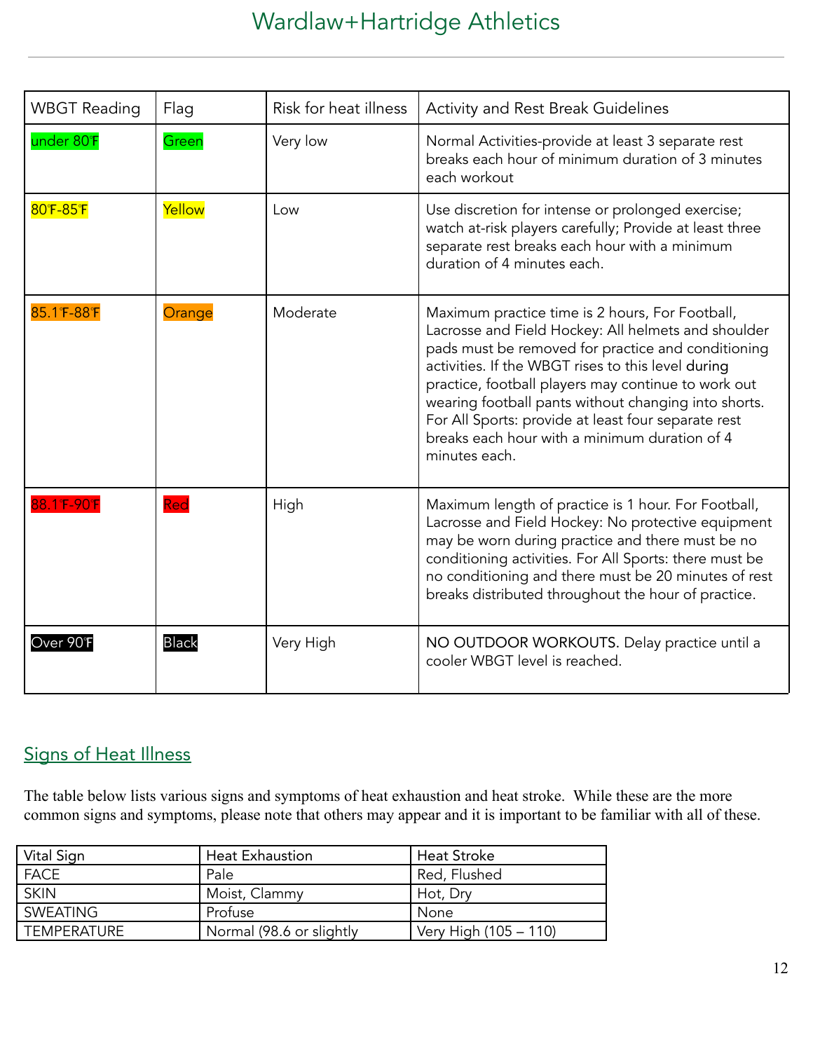# Wardlaw+Hartridge Athletics

| WBGT Reading | Flag | Risk for heat illness | Activity and Rest Break Guidelines |
|---|---|---|---|
| under 80℉ | Green | Very low | Normal Activities-provide at least 3 separate rest breaks each hour of minimum duration of 3 minutes each workout |
| 80℉-85℉ | Yellow | Low | Use discretion for intense or prolonged exercise; watch at-risk players carefully; Provide at least three separate rest breaks each hour with a minimum duration of 4 minutes each. |
| 85.1℉-88℉ | Orange | Moderate | Maximum practice time is 2 hours, For Football, Lacrosse and Field Hockey: All helmets and shoulder pads must be removed for practice and conditioning activities. If the WBGT rises to this level during practice, football players may continue to work out wearing football pants without changing into shorts. For All Sports: provide at least four separate rest breaks each hour with a minimum duration of 4 minutes each. |
| 88.1℉-90℉ | Red | High | Maximum length of practice is 1 hour. For Football, Lacrosse and Field Hockey: No protective equipment may be worn during practice and there must be no conditioning activities. For All Sports: there must be no conditioning and there must be 20 minutes of rest breaks distributed throughout the hour of practice. |
| Over 90℉ | Black | Very High | NO OUTDOOR WORKOUTS. Delay practice until a cooler WBGT level is reached. |

## Signs of Heat Illness

The table below lists various signs and symptoms of heat exhaustion and heat stroke. While these are the more common signs and symptoms, please note that others may appear and it is important to be familiar with all of these.

| Vital Sign | Heat Exhaustion | Heat Stroke |
|---|---|---|
| FACE | Pale | Red, Flushed |
| SKIN | Moist, Clammy | Hot, Dry |
| SWEATING | Profuse | None |
| TEMPERATURE | Normal (98.6 or slightly | Very High (105 – 110) |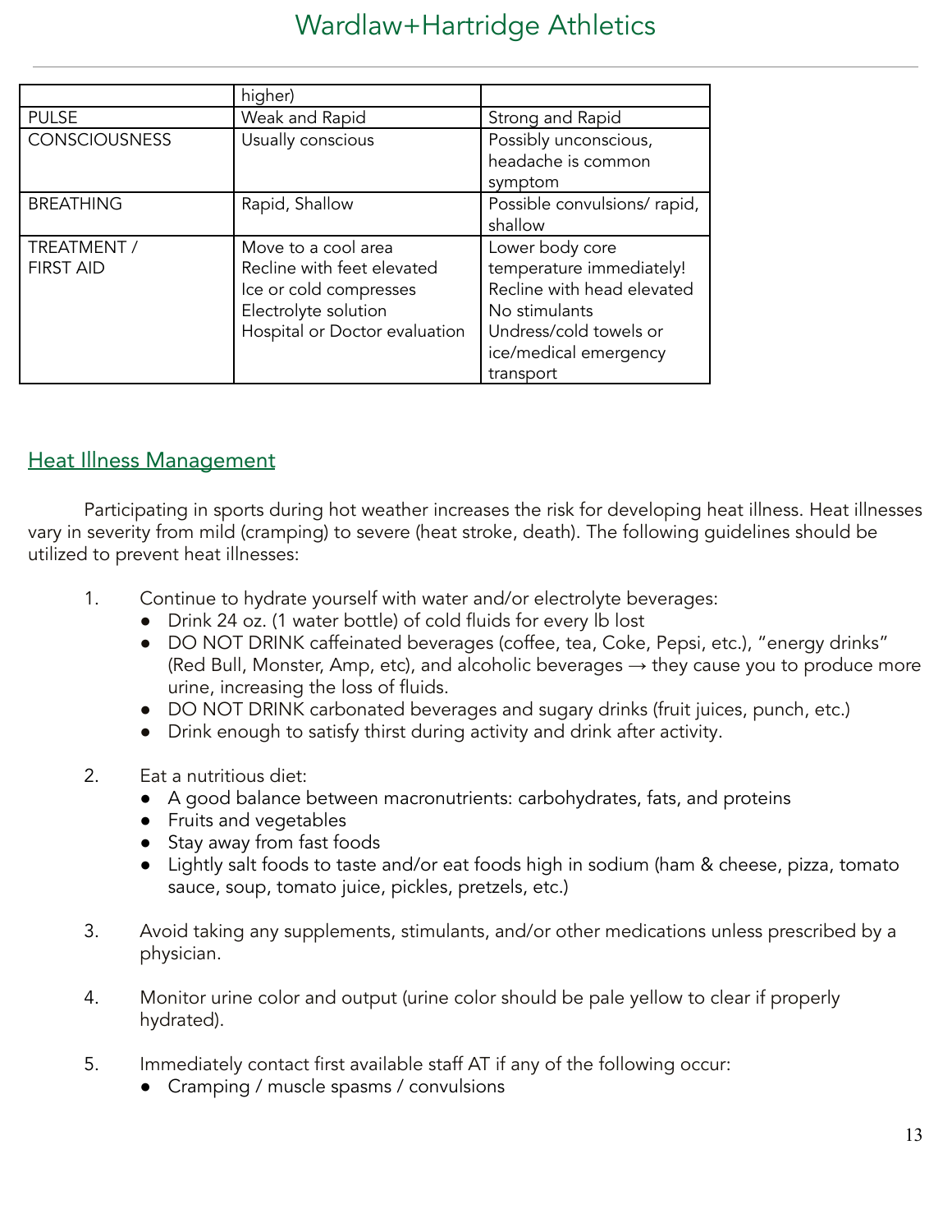| | higher) | |
|---|---|---|
| PULSE | Weak and Rapid | Strong and Rapid |
| CONSCIOUSNESS | Usually conscious | Possibly unconscious, headache is common symptom |
| BREATHING | Rapid, Shallow | Possible convulsions/ rapid, shallow |
| TREATMENT / FIRST AID | Move to a cool area<br>Recline with feet elevated<br>Ice or cold compresses<br>Electrolyte solution<br>Hospital or Doctor evaluation | Lower body core temperature immediately!<br>Recline with head elevated<br>No stimulants<br>Undress/cold towels or ice/medical emergency transport |

## Heat Illness Management

Participating in sports during hot weather increases the risk for developing heat illness. Heat illnesses vary in severity from mild (cramping) to severe (heat stroke, death). The following guidelines should be utilized to prevent heat illnesses:

1. Continue to hydrate yourself with water and/or electrolyte beverages:
   - Drink 24 oz. (1 water bottle) of cold fluids for every lb lost
   - DO NOT DRINK caffeinated beverages (coffee, tea, Coke, Pepsi, etc.), "energy drinks" (Red Bull, Monster, Amp, etc), and alcoholic beverages → they cause you to produce more urine, increasing the loss of fluids.
   - DO NOT DRINK carbonated beverages and sugary drinks (fruit juices, punch, etc.)
   - Drink enough to satisfy thirst during activity and drink after activity.

2. Eat a nutritious diet:
   - A good balance between macronutrients: carbohydrates, fats, and proteins
   - Fruits and vegetables
   - Stay away from fast foods
   - Lightly salt foods to taste and/or eat foods high in sodium (ham & cheese, pizza, tomato sauce, soup, tomato juice, pickles, pretzels, etc.)

3. Avoid taking any supplements, stimulants, and/or other medications unless prescribed by a physician.

4. Monitor urine color and output (urine color should be pale yellow to clear if properly hydrated).

5. Immediately contact first available staff AT if any of the following occur:
   - Cramping / muscle spasms / convulsions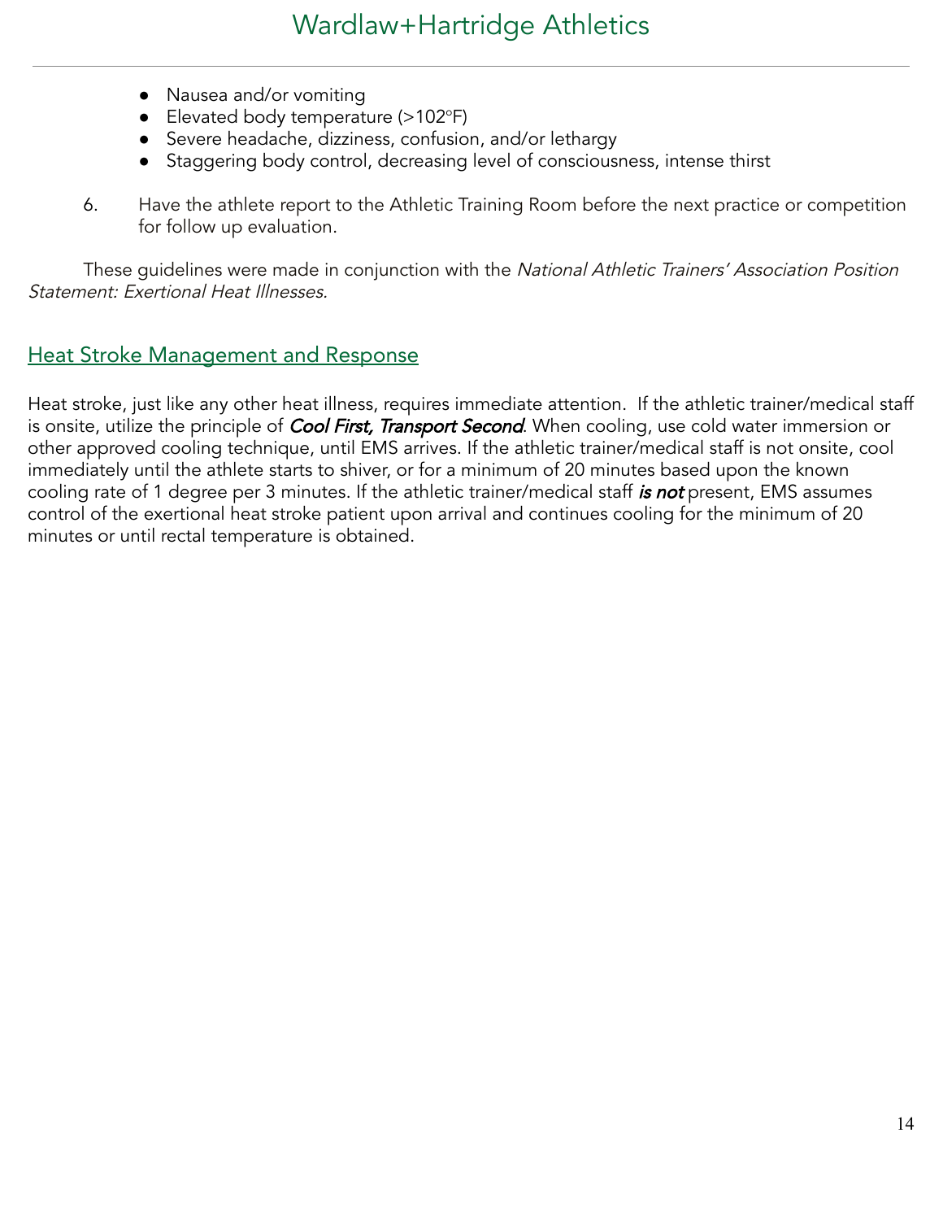- Nausea and/or vomiting
- Elevated body temperature (>102°F)
- Severe headache, dizziness, confusion, and/or lethargy
- Staggering body control, decreasing level of consciousness, intense thirst

6. Have the athlete report to the Athletic Training Room before the next practice or competition for follow up evaluation.

These guidelines were made in conjunction with the *National Athletic Trainers' Association Position Statement: Exertional Heat Illnesses.*

## Heat Stroke Management and Response

Heat stroke, just like any other heat illness, requires immediate attention. If the athletic trainer/medical staff is onsite, utilize the principle of ***Cool First, Transport Second***. When cooling, use cold water immersion or other approved cooling technique, until EMS arrives. If the athletic trainer/medical staff is not onsite, cool immediately until the athlete starts to shiver, or for a minimum of 20 minutes based upon the known cooling rate of 1 degree per 3 minutes. If the athletic trainer/medical staff ***is not*** present, EMS assumes control of the exertional heat stroke patient upon arrival and continues cooling for the minimum of 20 minutes or until rectal temperature is obtained.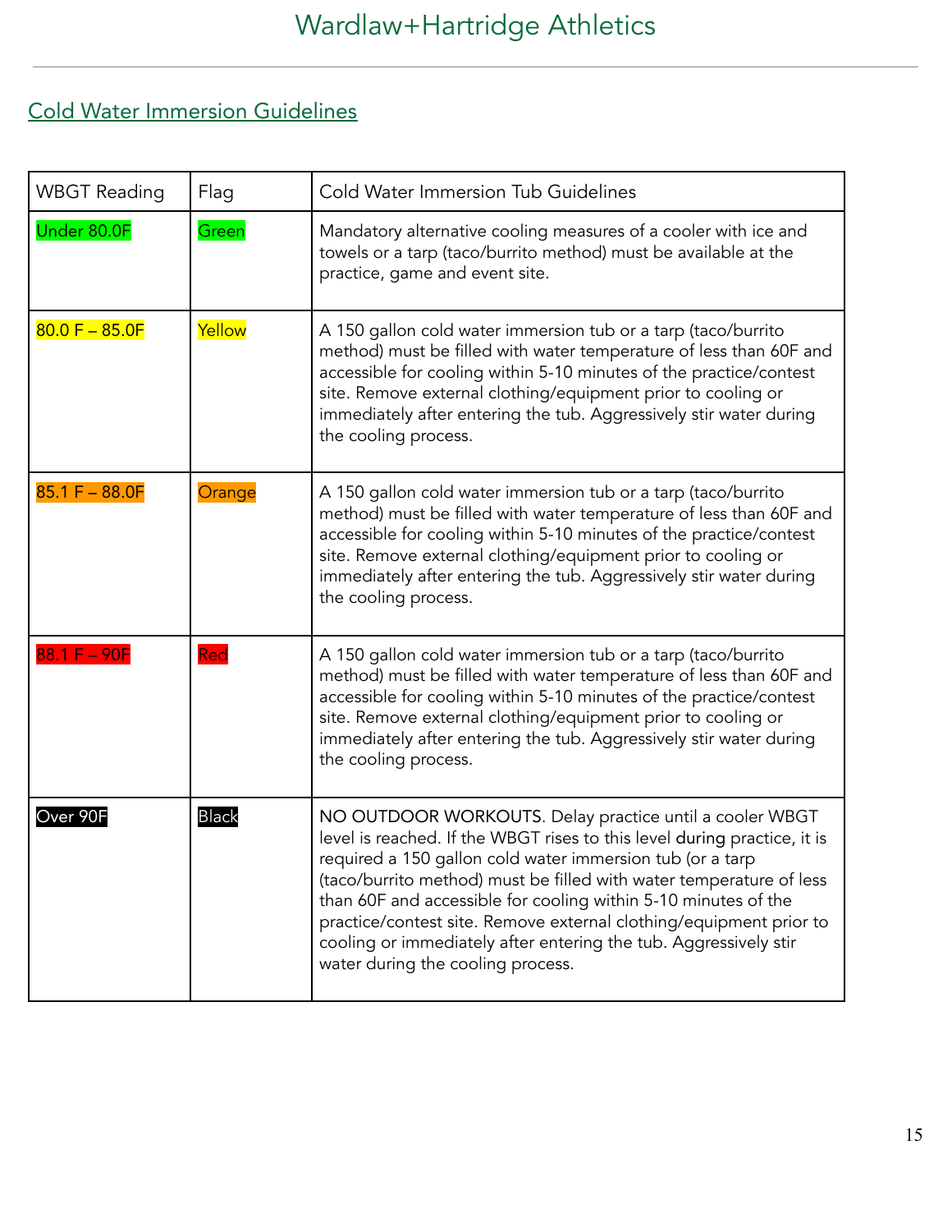# Wardlaw+Hartridge Athletics

## Cold Water Immersion Guidelines

| WBGT Reading | Flag | Cold Water Immersion Tub Guidelines |
|---|---|---|
| Under 80.0F | Green | Mandatory alternative cooling measures of a cooler with ice and towels or a tarp (taco/burrito method) must be available at the practice, game and event site. |
| 80.0 F – 85.0F | Yellow | A 150 gallon cold water immersion tub or a tarp (taco/burrito method) must be filled with water temperature of less than 60F and accessible for cooling within 5-10 minutes of the practice/contest site. Remove external clothing/equipment prior to cooling or immediately after entering the tub. Aggressively stir water during the cooling process. |
| 85.1 F – 88.0F | Orange | A 150 gallon cold water immersion tub or a tarp (taco/burrito method) must be filled with water temperature of less than 60F and accessible for cooling within 5-10 minutes of the practice/contest site. Remove external clothing/equipment prior to cooling or immediately after entering the tub. Aggressively stir water during the cooling process. |
| 88.1 F – 90F | Red | A 150 gallon cold water immersion tub or a tarp (taco/burrito method) must be filled with water temperature of less than 60F and accessible for cooling within 5-10 minutes of the practice/contest site. Remove external clothing/equipment prior to cooling or immediately after entering the tub. Aggressively stir water during the cooling process. |
| Over 90F | Black | NO OUTDOOR WORKOUTS. Delay practice until a cooler WBGT level is reached. If the WBGT rises to this level during practice, it is required a 150 gallon cold water immersion tub (or a tarp (taco/burrito method) must be filled with water temperature of less than 60F and accessible for cooling within 5-10 minutes of the practice/contest site. Remove external clothing/equipment prior to cooling or immediately after entering the tub. Aggressively stir water during the cooling process. |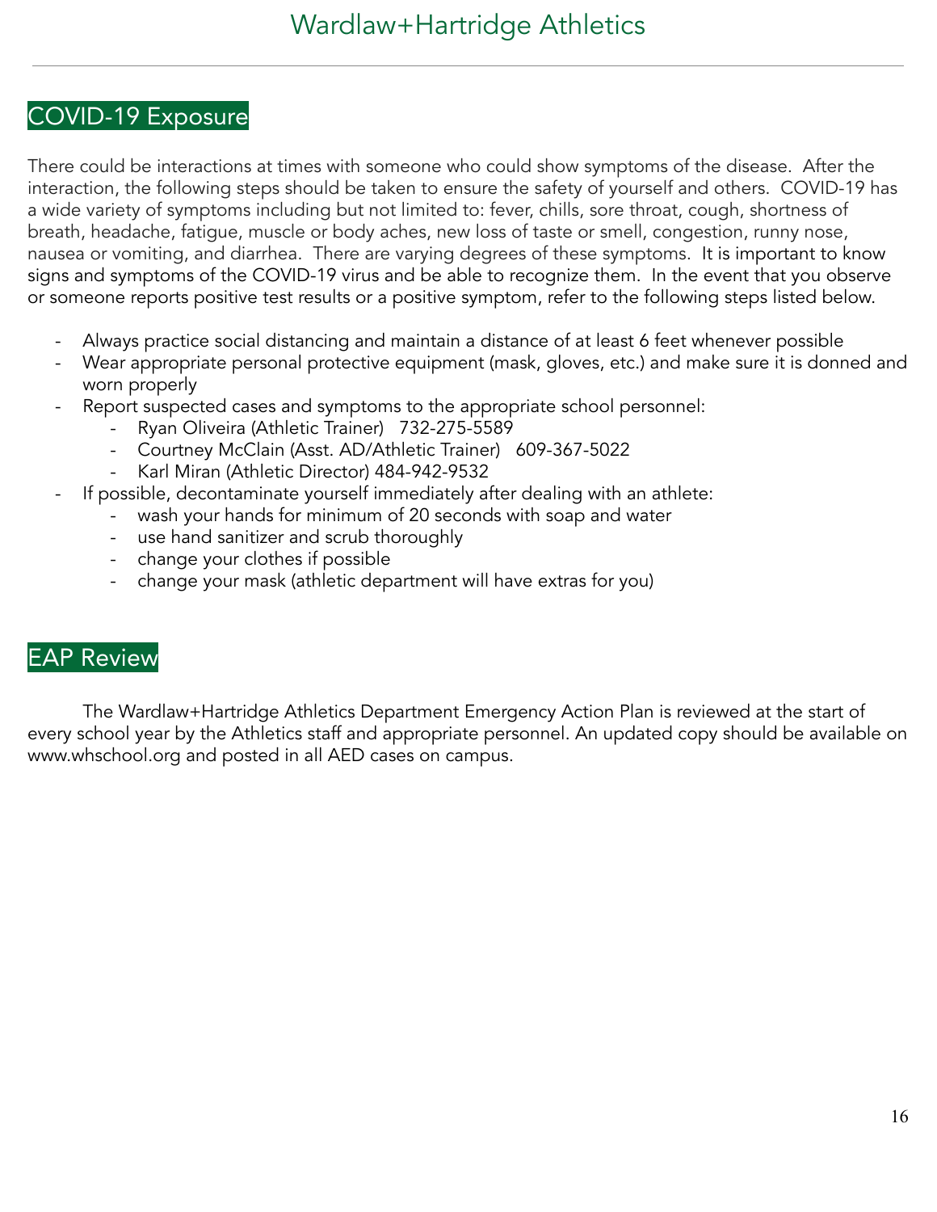## COVID-19 Exposure

There could be interactions at times with someone who could show symptoms of the disease. After the interaction, the following steps should be taken to ensure the safety of yourself and others. COVID-19 has a wide variety of symptoms including but not limited to: fever, chills, sore throat, cough, shortness of breath, headache, fatigue, muscle or body aches, new loss of taste or smell, congestion, runny nose, nausea or vomiting, and diarrhea. There are varying degrees of these symptoms. It is important to know signs and symptoms of the COVID-19 virus and be able to recognize them. In the event that you observe or someone reports positive test results or a positive symptom, refer to the following steps listed below.

- Always practice social distancing and maintain a distance of at least 6 feet whenever possible
- Wear appropriate personal protective equipment (mask, gloves, etc.) and make sure it is donned and worn properly
- Report suspected cases and symptoms to the appropriate school personnel:
  - Ryan Oliveira (Athletic Trainer) 732-275-5589
  - Courtney McClain (Asst. AD/Athletic Trainer) 609-367-5022
  - Karl Miran (Athletic Director) 484-942-9532
- If possible, decontaminate yourself immediately after dealing with an athlete:
  - wash your hands for minimum of 20 seconds with soap and water
  - use hand sanitizer and scrub thoroughly
  - change your clothes if possible
  - change your mask (athletic department will have extras for you)

## EAP Review

The Wardlaw+Hartridge Athletics Department Emergency Action Plan is reviewed at the start of every school year by the Athletics staff and appropriate personnel. An updated copy should be available on www.whschool.org and posted in all AED cases on campus.